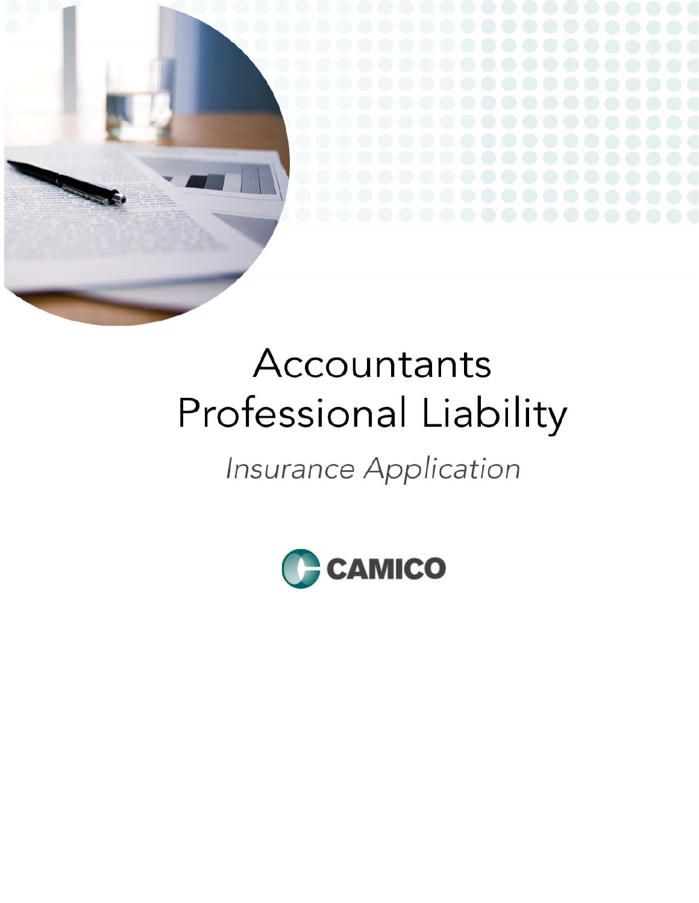# Accountants Professional Liability

*Insurance Application*

CAMICO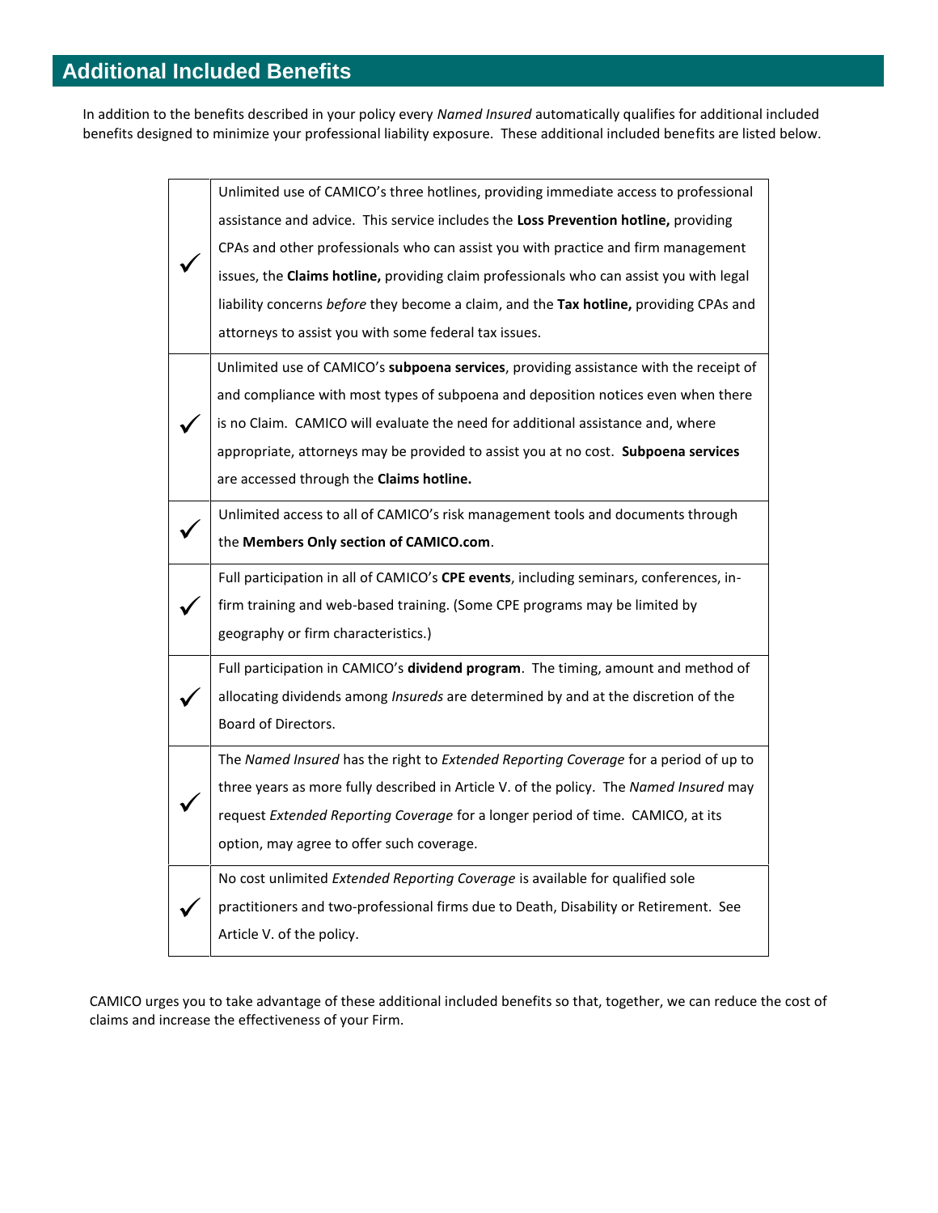## Additional Included Benefits

In addition to the benefits described in your policy every *Named Insured* automatically qualifies for additional included benefits designed to minimize your professional liability exposure. These additional included benefits are listed below.

| | |
|---|---|
| ✓ | Unlimited use of CAMICO's three hotlines, providing immediate access to professional assistance and advice. This service includes the **Loss Prevention hotline,** providing CPAs and other professionals who can assist you with practice and firm management issues, the **Claims hotline,** providing claim professionals who can assist you with legal liability concerns *before* they become a claim, and the **Tax hotline,** providing CPAs and attorneys to assist you with some federal tax issues. |
| ✓ | Unlimited use of CAMICO's **subpoena services**, providing assistance with the receipt of and compliance with most types of subpoena and deposition notices even when there is no Claim. CAMICO will evaluate the need for additional assistance and, where appropriate, attorneys may be provided to assist you at no cost. **Subpoena services** are accessed through the **Claims hotline.** |
| ✓ | Unlimited access to all of CAMICO's risk management tools and documents through the **Members Only section of CAMICO.com**. |
| ✓ | Full participation in all of CAMICO's **CPE events**, including seminars, conferences, in-firm training and web-based training. (Some CPE programs may be limited by geography or firm characteristics.) |
| ✓ | Full participation in CAMICO's **dividend program**. The timing, amount and method of allocating dividends among *Insureds* are determined by and at the discretion of the Board of Directors. |
| ✓ | The *Named Insured* has the right to *Extended Reporting Coverage* for a period of up to three years as more fully described in Article V. of the policy. The *Named Insured* may request *Extended Reporting Coverage* for a longer period of time. CAMICO, at its option, may agree to offer such coverage. |
| ✓ | No cost unlimited *Extended Reporting Coverage* is available for qualified sole practitioners and two-professional firms due to Death, Disability or Retirement. See Article V. of the policy. |

CAMICO urges you to take advantage of these additional included benefits so that, together, we can reduce the cost of claims and increase the effectiveness of your Firm.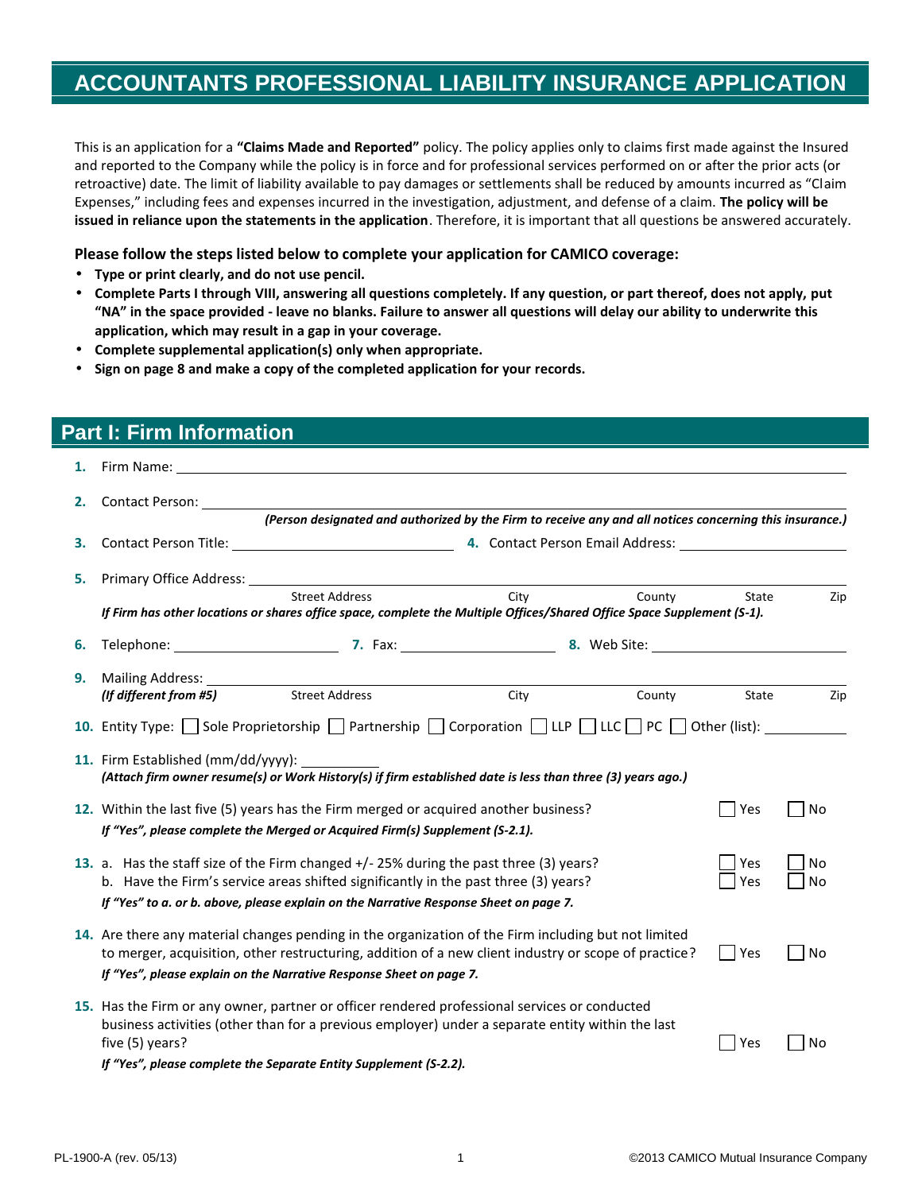# ACCOUNTANTS PROFESSIONAL LIABILITY INSURANCE APPLICATION

This is an application for a **"Claims Made and Reported"** policy. The policy applies only to claims first made against the Insured and reported to the Company while the policy is in force and for professional services performed on or after the prior acts (or retroactive) date. The limit of liability available to pay damages or settlements shall be reduced by amounts incurred as "Claim Expenses," including fees and expenses incurred in the investigation, adjustment, and defense of a claim. **The policy will be issued in reliance upon the statements in the application**. Therefore, it is important that all questions be answered accurately.

**Please follow the steps listed below to complete your application for CAMICO coverage:**

- **Type or print clearly, and do not use pencil.**
- **Complete Parts I through VIII, answering all questions completely. If any question, or part thereof, does not apply, put "NA" in the space provided - leave no blanks. Failure to answer all questions will delay our ability to underwrite this application, which may result in a gap in your coverage.**
- **Complete supplemental application(s) only when appropriate.**
- **Sign on page 8 and make a copy of the completed application for your records.**

## Part I: Firm Information

**1.** Firm Name: ______________________________

**2.** Contact Person: ______________________________
***(Person designated and authorized by the Firm to receive any and all notices concerning this insurance.)***

**3.** Contact Person Title: ______________ **4.** Contact Person Email Address: ______________

**5.** Primary Office Address: ______________________________
Street Address | City | County | State | Zip
***If Firm has other locations or shares office space, complete the Multiple Offices/Shared Office Space Supplement (S-1).***

**6.** Telephone: ______________ **7.** Fax: ______________ **8.** Web Site: ______________

**9.** Mailing Address: ______________________________
***(If different from #5)*** Street Address | City | County | State | Zip

**10.** Entity Type: ☐ Sole Proprietorship ☐ Partnership ☐ Corporation ☐ LLP ☐ LLC ☐ PC ☐ Other (list): ______

**11.** Firm Established (mm/dd/yyyy): ______
***(Attach firm owner resume(s) or Work History(s) if firm established date is less than three (3) years ago.)***

**12.** Within the last five (5) years has the Firm merged or acquired another business? ☐ Yes ☐ No
***If "Yes", please complete the Merged or Acquired Firm(s) Supplement (S-2.1).***

**13.** a. Has the staff size of the Firm changed +/- 25% during the past three (3) years? ☐ Yes ☐ No
b. Have the Firm's service areas shifted significantly in the past three (3) years? ☐ Yes ☐ No
***If "Yes" to a. or b. above, please explain on the Narrative Response Sheet on page 7.***

**14.** Are there any material changes pending in the organization of the Firm including but not limited to merger, acquisition, other restructuring, addition of a new client industry or scope of practice? ☐ Yes ☐ No
***If "Yes", please explain on the Narrative Response Sheet on page 7.***

**15.** Has the Firm or any owner, partner or officer rendered professional services or conducted business activities (other than for a previous employer) under a separate entity within the last five (5) years? ☐ Yes ☐ No
***If "Yes", please complete the Separate Entity Supplement (S-2.2).***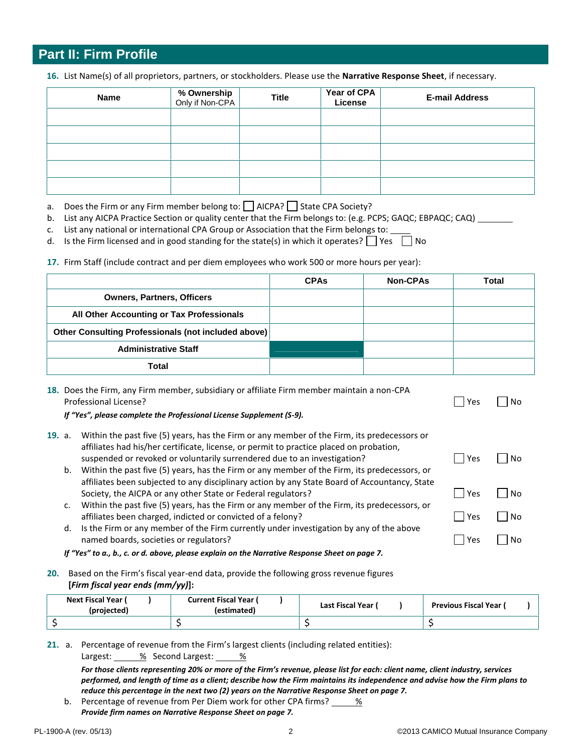## Part II: Firm Profile

**16.** List Name(s) of all proprietors, partners, or stockholders. Please use the **Narrative Response Sheet**, if necessary.

| Name | % Ownership Only if Non-CPA | Title | Year of CPA License | E-mail Address |
|---|---|---|---|---|
| | | | | |
| | | | | |
| | | | | |
| | | | | |
| | | | | |

a. Does the Firm or any Firm member belong to: ☐ AICPA? ☐ State CPA Society?

b. List any AICPA Practice Section or quality center that the Firm belongs to: (e.g. PCPS; GAQC; EBPAQC; CAQ) ________

c. List any national or international CPA Group or Association that the Firm belongs to: _____

d. Is the Firm licensed and in good standing for the state(s) in which it operates? ☐ Yes ☐ No

**17.** Firm Staff (include contract and per diem employees who work 500 or more hours per year):

| | CPAs | Non-CPAs | Total |
|---|---|---|---|
| **Owners, Partners, Officers** | | | |
| **All Other Accounting or Tax Professionals** | | | |
| **Other Consulting Professionals (not included above)** | | | |
| **Administrative Staff** | | | |
| **Total** | | | |

**18.** Does the Firm, any Firm member, subsidiary or affiliate Firm member maintain a non-CPA Professional License? ☐ Yes ☐ No

*If "Yes", please complete the Professional License Supplement (S-9).*

**19.** a. Within the past five (5) years, has the Firm or any member of the Firm, its predecessors or affiliates had his/her certificate, license, or permit to practice placed on probation, suspended or revoked or voluntarily surrendered due to an investigation? ☐ Yes ☐ No

b. Within the past five (5) years, has the Firm or any member of the Firm, its predecessors, or affiliates been subjected to any disciplinary action by any State Board of Accountancy, State Society, the AICPA or any other State or Federal regulators? ☐ Yes ☐ No

c. Within the past five (5) years, has the Firm or any member of the Firm, its predecessors, or affiliates been charged, indicted or convicted of a felony? ☐ Yes ☐ No

d. Is the Firm or any member of the Firm currently under investigation by any of the above named boards, societies or regulators? ☐ Yes ☐ No

*If "Yes" to a., b., c. or d. above, please explain on the Narrative Response Sheet on page 7.*

**20.** Based on the Firm's fiscal year-end data, provide the following gross revenue figures [*Firm fiscal year ends (mm/yy)*]:

| Next Fiscal Year ( ) (projected) | Current Fiscal Year ( ) (estimated) | Last Fiscal Year ( ) | Previous Fiscal Year ( ) |
|---|---|---|---|
| $ | $ | $ | $ |

**21.** a. Percentage of revenue from the Firm's largest clients (including related entities):
Largest: ____% Second Largest: ____%

*For those clients representing 20% or more of the Firm's revenue, please list for each: client name, client industry, services performed, and length of time as a client; describe how the Firm maintains its independence and advise how the Firm plans to reduce this percentage in the next two (2) years on the Narrative Response Sheet on page 7.*

b. Percentage of revenue from Per Diem work for other CPA firms? ____%
*Provide firm names on Narrative Response Sheet on page 7.*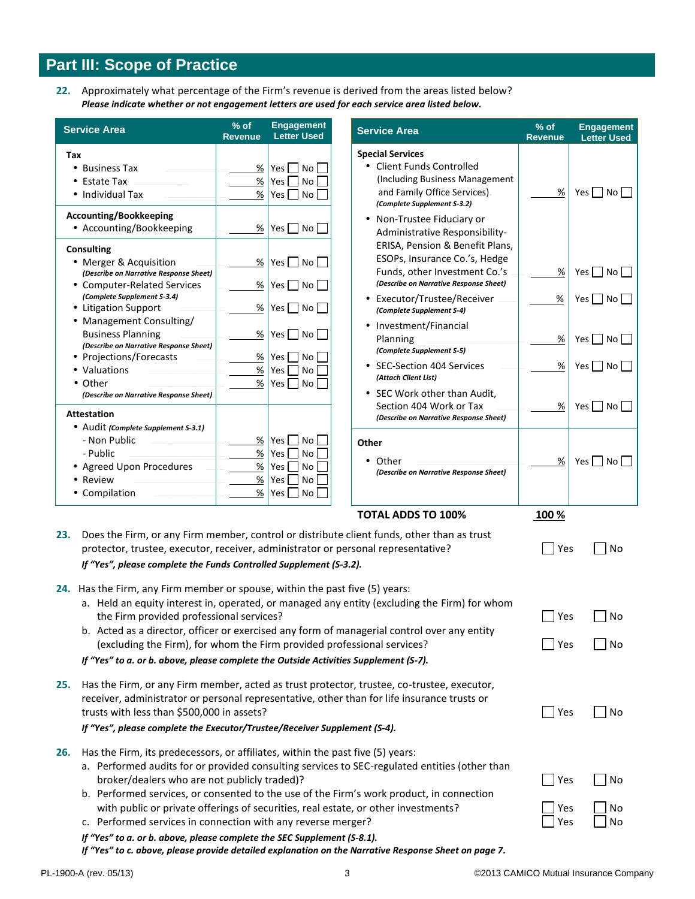## Part III: Scope of Practice

**22.** Approximately what percentage of the Firm's revenue is derived from the areas listed below?
***Please indicate whether or not engagement letters are used for each service area listed below.***

| Service Area | % of Revenue | Engagement Letter Used |
|---|---|---|
| **Tax** | | |
| • Business Tax | % | Yes ☐ No ☐ |
| • Estate Tax | % | Yes ☐ No ☐ |
| • Individual Tax | % | Yes ☐ No ☐ |
| **Accounting/Bookkeeping** | | |
| • Accounting/Bookkeeping | % | Yes ☐ No ☐ |
| **Consulting** | | |
| • Merger & Acquisition *(Describe on Narrative Response Sheet)* | % | Yes ☐ No ☐ |
| • Computer-Related Services *(Complete Supplement S-3.4)* | % | Yes ☐ No ☐ |
| • Litigation Support | % | Yes ☐ No ☐ |
| • Management Consulting/ Business Planning *(Describe on Narrative Response Sheet)* | % | Yes ☐ No ☐ |
| • Projections/Forecasts | % | Yes ☐ No ☐ |
| • Valuations | % | Yes ☐ No ☐ |
| • Other *(Describe on Narrative Response Sheet)* | % | Yes ☐ No ☐ |
| **Attestation** | | |
| • Audit *(Complete Supplement S-3.1)* | | |
| - Non Public | % | Yes ☐ No ☐ |
| - Public | % | Yes ☐ No ☐ |
| • Agreed Upon Procedures | % | Yes ☐ No ☐ |
| • Review | % | Yes ☐ No ☐ |
| • Compilation | % | Yes ☐ No ☐ |

| Service Area | % of Revenue | Engagement Letter Used |
|---|---|---|
| **Special Services** | | |
| • Client Funds Controlled (Including Business Management and Family Office Services) *(Complete Supplement S-3.2)* | % | Yes ☐ No ☐ |
| • Non-Trustee Fiduciary or Administrative Responsibility-ERISA, Pension & Benefit Plans, ESOPs, Insurance Co.'s, Hedge Funds, other Investment Co.'s *(Describe on Narrative Response Sheet)* | % | Yes ☐ No ☐ |
| • Executor/Trustee/Receiver *(Complete Supplement S-4)* | % | Yes ☐ No ☐ |
| • Investment/Financial Planning *(Complete Supplement S-5)* | % | Yes ☐ No ☐ |
| • SEC-Section 404 Services *(Attach Client List)* | % | Yes ☐ No ☐ |
| • SEC Work other than Audit, Section 404 Work or Tax *(Describe on Narrative Response Sheet)* | % | Yes ☐ No ☐ |
| **Other** | | |
| • Other *(Describe on Narrative Response Sheet)* | % | Yes ☐ No ☐ |
| **TOTAL ADDS TO 100%** | **100 %** | |

**23.** Does the Firm, or any Firm member, control or distribute client funds, other than as trust protector, trustee, executor, receiver, administrator or personal representative? ☐ Yes ☐ No
***If "Yes", please complete the Funds Controlled Supplement (S-3.2).***

**24.** Has the Firm, any Firm member or spouse, within the past five (5) years:

a. Held an equity interest in, operated, or managed any entity (excluding the Firm) for whom the Firm provided professional services? ☐ Yes ☐ No

b. Acted as a director, officer or exercised any form of managerial control over any entity (excluding the Firm), for whom the Firm provided professional services? ☐ Yes ☐ No

***If "Yes" to a. or b. above, please complete the Outside Activities Supplement (S-7).***

**25.** Has the Firm, or any Firm member, acted as trust protector, trustee, co-trustee, executor, receiver, administrator or personal representative, other than for life insurance trusts or trusts with less than $500,000 in assets? ☐ Yes ☐ No
***If "Yes", please complete the Executor/Trustee/Receiver Supplement (S-4).***

**26.** Has the Firm, its predecessors, or affiliates, within the past five (5) years:

a. Performed audits for or provided consulting services to SEC-regulated entities (other than broker/dealers who are not publicly traded)? ☐ Yes ☐ No

b. Performed services, or consented to the use of the Firm's work product, in connection with public or private offerings of securities, real estate, or other investments? ☐ Yes ☐ No

c. Performed services in connection with any reverse merger? ☐ Yes ☐ No

***If "Yes" to a. or b. above, please complete the SEC Supplement (S-8.1).***
***If "Yes" to c. above, please provide detailed explanation on the Narrative Response Sheet on page 7.***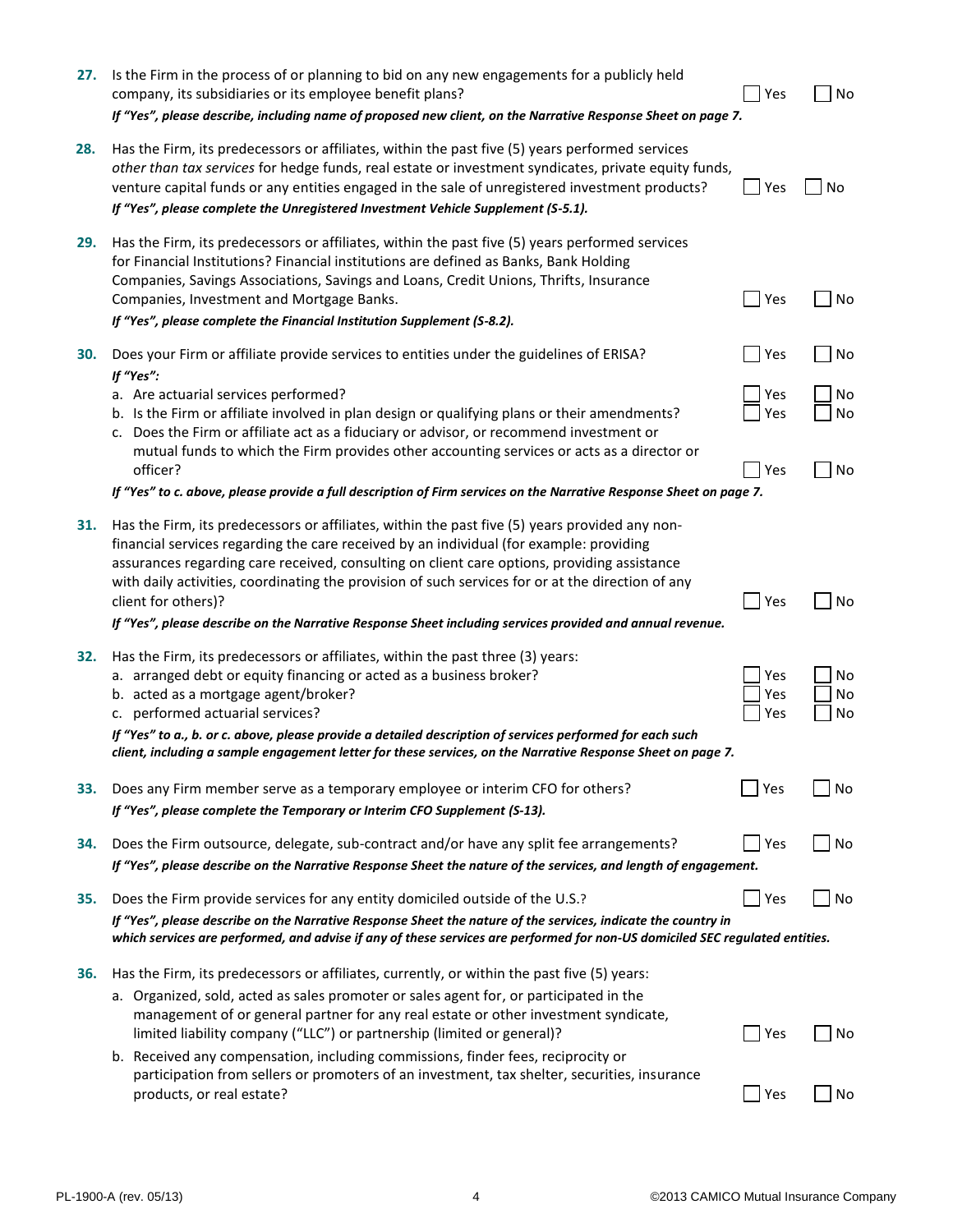**27.** Is the Firm in the process of or planning to bid on any new engagements for a publicly held company, its subsidiaries or its employee benefit plans? ☐ Yes ☐ No

***If "Yes", please describe, including name of proposed new client, on the Narrative Response Sheet on page 7.***

**28.** Has the Firm, its predecessors or affiliates, within the past five (5) years performed services *other than tax services* for hedge funds, real estate or investment syndicates, private equity funds, venture capital funds or any entities engaged in the sale of unregistered investment products? ☐ Yes ☐ No

***If "Yes", please complete the Unregistered Investment Vehicle Supplement (S-5.1).***

**29.** Has the Firm, its predecessors or affiliates, within the past five (5) years performed services for Financial Institutions? Financial institutions are defined as Banks, Bank Holding Companies, Savings Associations, Savings and Loans, Credit Unions, Thrifts, Insurance Companies, Investment and Mortgage Banks. ☐ Yes ☐ No

***If "Yes", please complete the Financial Institution Supplement (S-8.2).***

**30.** Does your Firm or affiliate provide services to entities under the guidelines of ERISA? ☐ Yes ☐ No

***If "Yes":***

a. Are actuarial services performed? ☐ Yes ☐ No
b. Is the Firm or affiliate involved in plan design or qualifying plans or their amendments? ☐ Yes ☐ No
c. Does the Firm or affiliate act as a fiduciary or advisor, or recommend investment or mutual funds to which the Firm provides other accounting services or acts as a director or officer? ☐ Yes ☐ No

***If "Yes" to c. above, please provide a full description of Firm services on the Narrative Response Sheet on page 7.***

**31.** Has the Firm, its predecessors or affiliates, within the past five (5) years provided any non-financial services regarding the care received by an individual (for example: providing assurances regarding care received, consulting on client care options, providing assistance with daily activities, coordinating the provision of such services for or at the direction of any client for others)? ☐ Yes ☐ No

***If "Yes", please describe on the Narrative Response Sheet including services provided and annual revenue.***

**32.** Has the Firm, its predecessors or affiliates, within the past three (3) years:

a. arranged debt or equity financing or acted as a business broker? ☐ Yes ☐ No
b. acted as a mortgage agent/broker? ☐ Yes ☐ No
c. performed actuarial services? ☐ Yes ☐ No

***If "Yes" to a., b. or c. above, please provide a detailed description of services performed for each such client, including a sample engagement letter for these services, on the Narrative Response Sheet on page 7.***

**33.** Does any Firm member serve as a temporary employee or interim CFO for others? ☐ Yes ☐ No

***If "Yes", please complete the Temporary or Interim CFO Supplement (S-13).***

**34.** Does the Firm outsource, delegate, sub-contract and/or have any split fee arrangements? ☐ Yes ☐ No

***If "Yes", please describe on the Narrative Response Sheet the nature of the services, and length of engagement.***

**35.** Does the Firm provide services for any entity domiciled outside of the U.S.? ☐ Yes ☐ No

***If "Yes", please describe on the Narrative Response Sheet the nature of the services, indicate the country in which services are performed, and advise if any of these services are performed for non-US domiciled SEC regulated entities.***

**36.** Has the Firm, its predecessors or affiliates, currently, or within the past five (5) years:

a. Organized, sold, acted as sales promoter or sales agent for, or participated in the management of or general partner for any real estate or other investment syndicate, limited liability company ("LLC") or partnership (limited or general)? ☐ Yes ☐ No
b. Received any compensation, including commissions, finder fees, reciprocity or participation from sellers or promoters of an investment, tax shelter, securities, insurance products, or real estate? ☐ Yes ☐ No

PL-1900-A (rev. 05/13) ©2013 CAMICO Mutual Insurance Company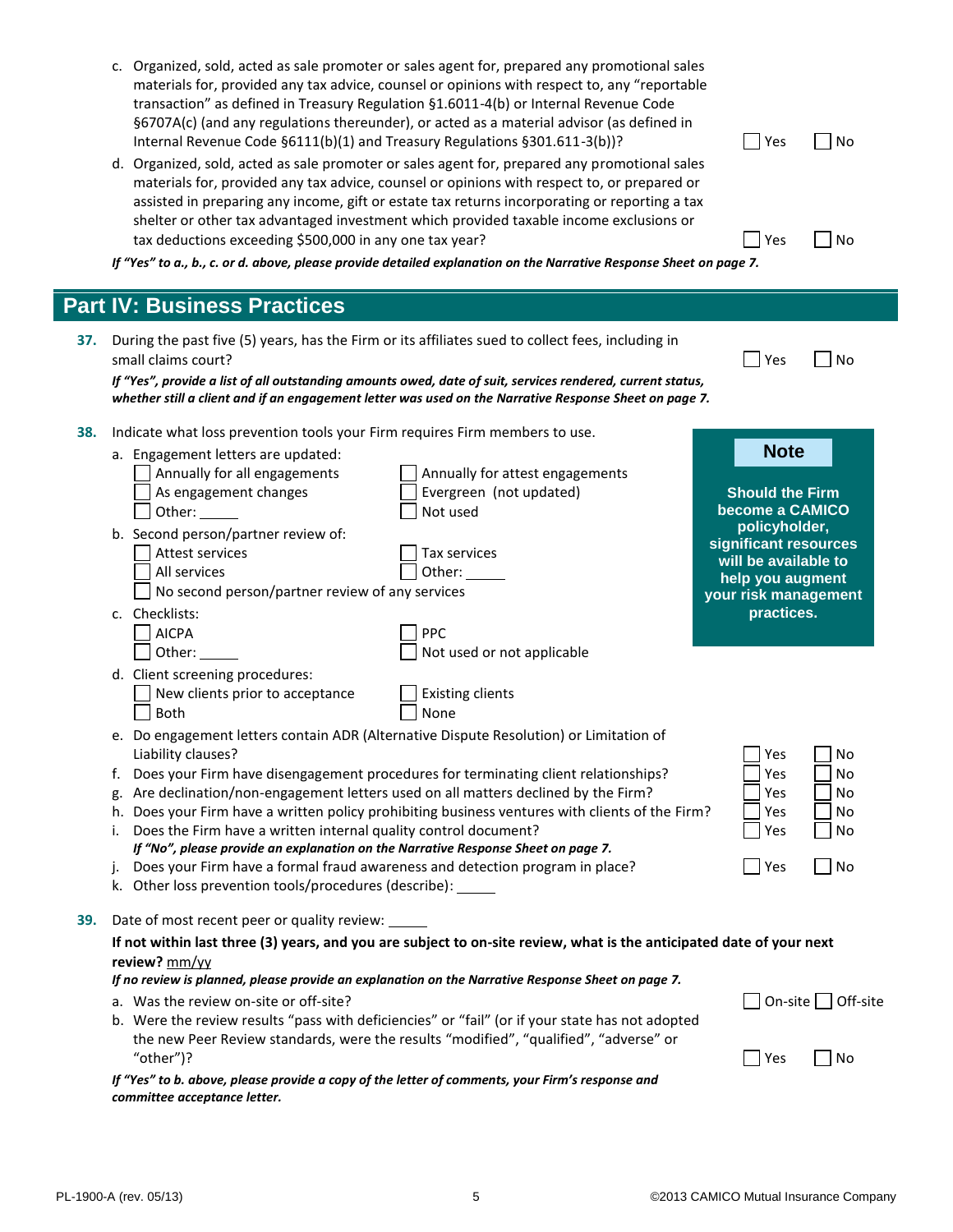c. Organized, sold, acted as sale promoter or sales agent for, prepared any promotional sales materials for, provided any tax advice, counsel or opinions with respect to, any "reportable transaction" as defined in Treasury Regulation §1.6011-4(b) or Internal Revenue Code §6707A(c) (and any regulations thereunder), or acted as a material advisor (as defined in Internal Revenue Code §6111(b)(1) and Treasury Regulations §301.611-3(b))? ☐ Yes ☐ No

d. Organized, sold, acted as sale promoter or sales agent for, prepared any promotional sales materials for, provided any tax advice, counsel or opinions with respect to, or prepared or assisted in preparing any income, gift or estate tax returns incorporating or reporting a tax shelter or other tax advantaged investment which provided taxable income exclusions or tax deductions exceeding $500,000 in any one tax year? ☐ Yes ☐ No

*If "Yes" to a., b., c. or d. above, please provide detailed explanation on the Narrative Response Sheet on page 7.*

## Part IV: Business Practices

**37.** During the past five (5) years, has the Firm or its affiliates sued to collect fees, including in small claims court? ☐ Yes ☐ No

*If "Yes", provide a list of all outstanding amounts owed, date of suit, services rendered, current status, whether still a client and if an engagement letter was used on the Narrative Response Sheet on page 7.*

**38.** Indicate what loss prevention tools your Firm requires Firm members to use.

a. Engagement letters are updated:
- ☐ Annually for all engagements
- ☐ Annually for attest engagements
- ☐ As engagement changes
- ☐ Evergreen (not updated)
- ☐ Other: _____
- ☐ Not used

b. Second person/partner review of:
- ☐ Attest services
- ☐ Tax services
- ☐ All services
- ☐ Other: _____
- ☐ No second person/partner review of any services

c. Checklists:
- ☐ AICPA
- ☐ PPC
- ☐ Other: _____
- ☐ Not used or not applicable

d. Client screening procedures:
- ☐ New clients prior to acceptance
- ☐ Existing clients
- ☐ Both
- ☐ None

e. Do engagement letters contain ADR (Alternative Dispute Resolution) or Limitation of Liability clauses? ☐ Yes ☐ No

f. Does your Firm have disengagement procedures for terminating client relationships? ☐ Yes ☐ No

g. Are declination/non-engagement letters used on all matters declined by the Firm? ☐ Yes ☐ No

h. Does your Firm have a written policy prohibiting business ventures with clients of the Firm? ☐ Yes ☐ No

i. Does the Firm have a written internal quality control document? ☐ Yes ☐ No
*If "No", please provide an explanation on the Narrative Response Sheet on page 7.*

j. Does your Firm have a formal fraud awareness and detection program in place? ☐ Yes ☐ No

k. Other loss prevention tools/procedures (describe): _____

**Note**

**Should the Firm become a CAMICO policyholder, significant resources will be available to help you augment your risk management practices.**

**39.** Date of most recent peer or quality review: _____

**If not within last three (3) years, and you are subject to on-site review, what is the anticipated date of your next review?** mm/yy

*If no review is planned, please provide an explanation on the Narrative Response Sheet on page 7.*

a. Was the review on-site or off-site? ☐ On-site ☐ Off-site

b. Were the review results "pass with deficiencies" or "fail" (or if your state has not adopted the new Peer Review standards, were the results "modified", "qualified", "adverse" or "other")? ☐ Yes ☐ No

***If "Yes" to b. above, please provide a copy of the letter of comments, your Firm's response and committee acceptance letter.***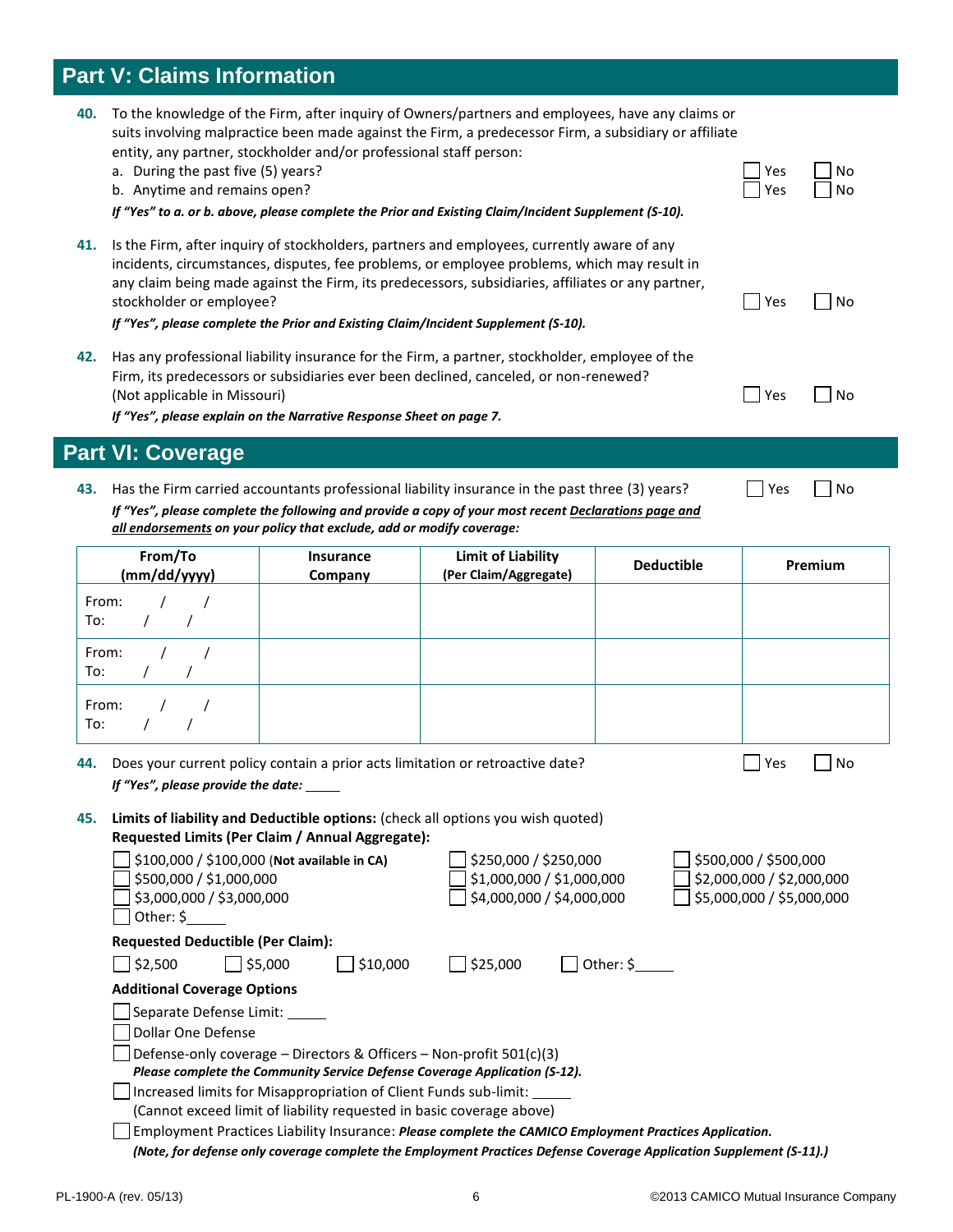## Part V: Claims Information

**40.** To the knowledge of the Firm, after inquiry of Owners/partners and employees, have any claims or suits involving malpractice been made against the Firm, a predecessor Firm, a subsidiary or affiliate entity, any partner, stockholder and/or professional staff person:

a. During the past five (5) years? ☐ Yes ☐ No

b. Anytime and remains open? ☐ Yes ☐ No

***If "Yes" to a. or b. above, please complete the Prior and Existing Claim/Incident Supplement (S-10).***

**41.** Is the Firm, after inquiry of stockholders, partners and employees, currently aware of any incidents, circumstances, disputes, fee problems, or employee problems, which may result in any claim being made against the Firm, its predecessors, subsidiaries, affiliates or any partner, stockholder or employee? ☐ Yes ☐ No

***If "Yes", please complete the Prior and Existing Claim/Incident Supplement (S-10).***

**42.** Has any professional liability insurance for the Firm, a partner, stockholder, employee of the Firm, its predecessors or subsidiaries ever been declined, canceled, or non-renewed? (Not applicable in Missouri) ☐ Yes ☐ No

***If "Yes", please explain on the Narrative Response Sheet on page 7.***

## Part VI: Coverage

**43.** Has the Firm carried accountants professional liability insurance in the past three (3) years? ☐ Yes ☐ No

***If "Yes", please complete the following and provide a copy of your most recent Declarations page and all endorsements on your policy that exclude, add or modify coverage:***

| From/To (mm/dd/yyyy) | Insurance Company | Limit of Liability (Per Claim/Aggregate) | Deductible | Premium |
|---|---|---|---|---|
| From: / / <br> To: / / | | | | |
| From: / / <br> To: / / | | | | |
| From: / / <br> To: / / | | | | |

**44.** Does your current policy contain a prior acts limitation or retroactive date? ☐ Yes ☐ No

***If "Yes", please provide the date:*** _____

**45.** **Limits of liability and Deductible options:** (check all options you wish quoted)

**Requested Limits (Per Claim / Annual Aggregate):**

☐ $100,000 / $100,000 (**Not available in CA**)
☐ $250,000 / $250,000
☐ $500,000 / $500,000
☐ $500,000 / $1,000,000
☐ $1,000,000 / $1,000,000
☐ $2,000,000 / $2,000,000
☐ $3,000,000 / $3,000,000
☐ $4,000,000 / $4,000,000
☐ $5,000,000 / $5,000,000
☐ Other: $_____

**Requested Deductible (Per Claim):**

☐ $2,500 ☐ $5,000 ☐ $10,000 ☐ $25,000 ☐ Other: $_____

**Additional Coverage Options**

☐ Separate Defense Limit: _____

☐ Dollar One Defense

☐ Defense-only coverage – Directors & Officers – Non-profit 501(c)(3)
***Please complete the Community Service Defense Coverage Application (S-12).***

☐ Increased limits for Misappropriation of Client Funds sub-limit: _____
(Cannot exceed limit of liability requested in basic coverage above)

☐ Employment Practices Liability Insurance: ***Please complete the CAMICO Employment Practices Application.***
***(Note, for defense only coverage complete the Employment Practices Defense Coverage Application Supplement (S-11).)***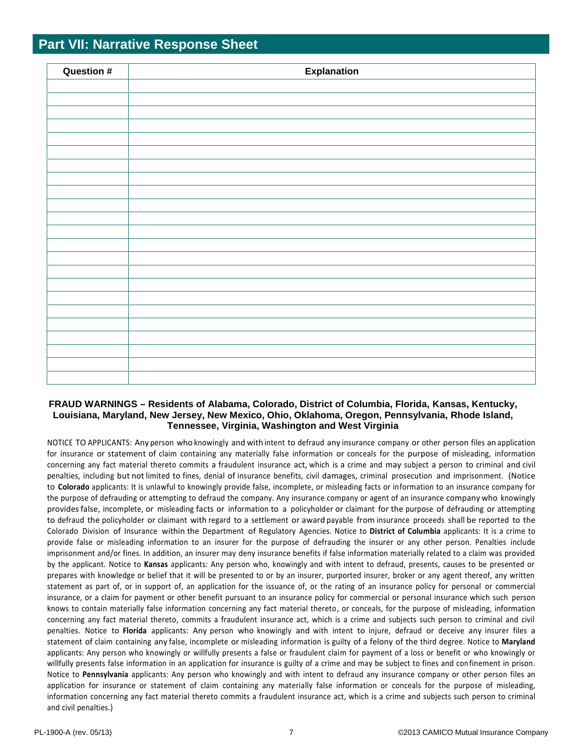## Part VII: Narrative Response Sheet

| Question # | Explanation |
|---|---|
| | |
| | |
| | |
| | |
| | |
| | |
| | |
| | |
| | |
| | |
| | |
| | |
| | |
| | |
| | |
| | |
| | |
| | |
| | |
| | |
| | |
| | |
| | |

### FRAUD WARNINGS – Residents of Alabama, Colorado, District of Columbia, Florida, Kansas, Kentucky, Louisiana, Maryland, New Jersey, New Mexico, Ohio, Oklahoma, Oregon, Pennsylvania, Rhode Island, Tennessee, Virginia, Washington and West Virginia

NOTICE TO APPLICANTS: Any person who knowingly and with intent to defraud any insurance company or other person files an application for insurance or statement of claim containing any materially false information or conceals for the purpose of misleading, information concerning any fact material thereto commits a fraudulent insurance act, which is a crime and may subject a person to criminal and civil penalties, including but not limited to fines, denial of insurance benefits, civil damages, criminal prosecution and imprisonment. (Notice to **Colorado** applicants: It is unlawful to knowingly provide false, incomplete, or misleading facts or information to an insurance company for the purpose of defrauding or attempting to defraud the company. Any insurance company or agent of an insurance company who knowingly provides false, incomplete, or misleading facts or information to a policyholder or claimant for the purpose of defrauding or attempting to defraud the policyholder or claimant with regard to a settlement or award payable from insurance proceeds shall be reported to the Colorado Division of Insurance within the Department of Regulatory Agencies. Notice to **District of Columbia** applicants: It is a crime to provide false or misleading information to an insurer for the purpose of defrauding the insurer or any other person. Penalties include imprisonment and/or fines. In addition, an insurer may deny insurance benefits if false information materially related to a claim was provided by the applicant. Notice to **Kansas** applicants: Any person who, knowingly and with intent to defraud, presents, causes to be presented or prepares with knowledge or belief that it will be presented to or by an insurer, purported insurer, broker or any agent thereof, any written statement as part of, or in support of, an application for the issuance of, or the rating of an insurance policy for personal or commercial insurance, or a claim for payment or other benefit pursuant to an insurance policy for commercial or personal insurance which such person knows to contain materially false information concerning any fact material thereto, or conceals, for the purpose of misleading, information concerning any fact material thereto, commits a fraudulent insurance act, which is a crime and subjects such person to criminal and civil penalties. Notice to **Florida** applicants: Any person who knowingly and with intent to injure, defraud or deceive any insurer files a statement of claim containing any false, incomplete or misleading information is guilty of a felony of the third degree. Notice to **Maryland** applicants: Any person who knowingly or willfully presents a false or fraudulent claim for payment of a loss or benefit or who knowingly or willfully presents false information in an application for insurance is guilty of a crime and may be subject to fines and confinement in prison. Notice to **Pennsylvania** applicants: Any person who knowingly and with intent to defraud any insurance company or other person files an application for insurance or statement of claim containing any materially false information or conceals for the purpose of misleading, information concerning any fact material thereto commits a fraudulent insurance act, which is a crime and subjects such person to criminal and civil penalties.)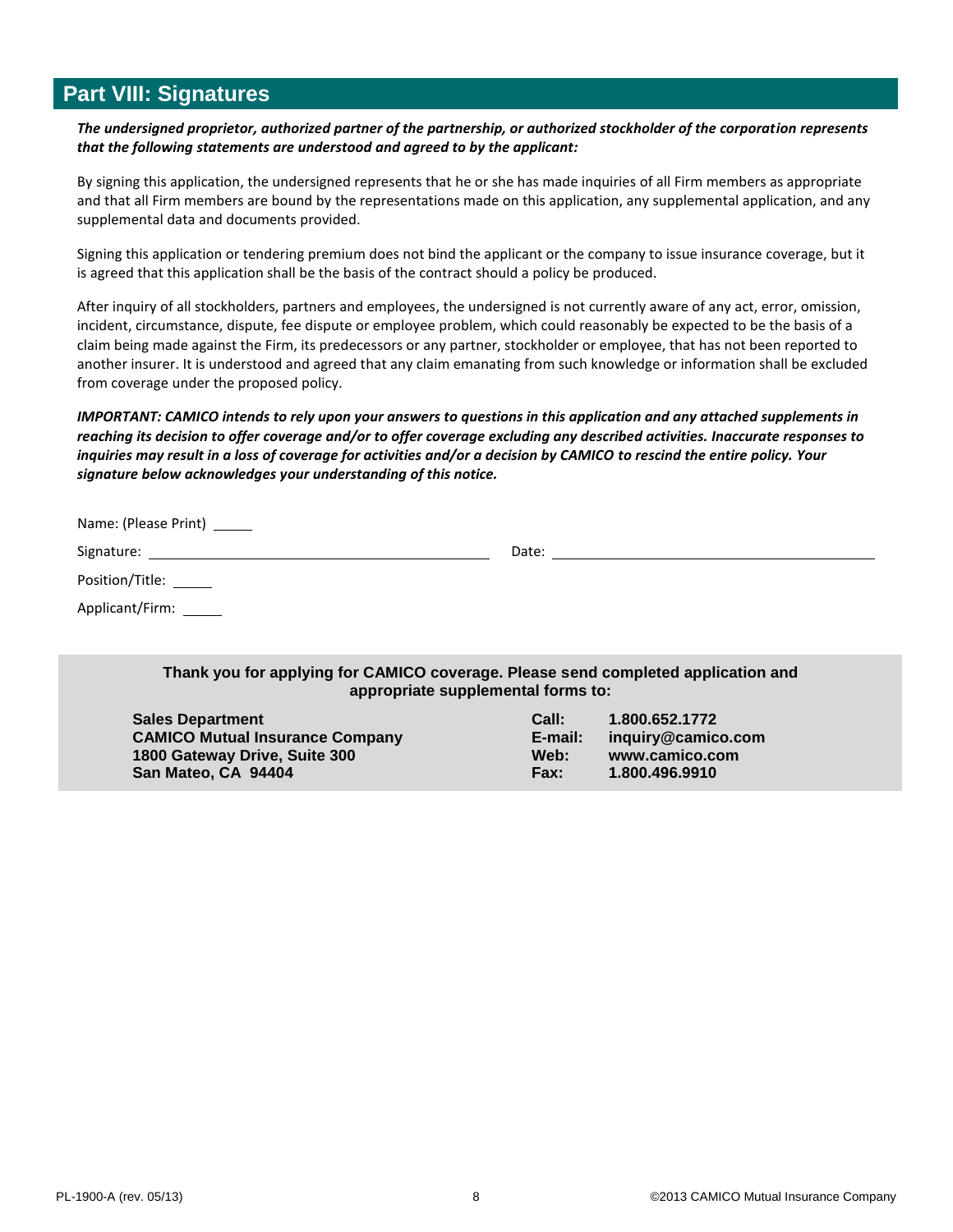## Part VIII: Signatures

***The undersigned proprietor, authorized partner of the partnership, or authorized stockholder of the corporation represents that the following statements are understood and agreed to by the applicant:***

By signing this application, the undersigned represents that he or she has made inquiries of all Firm members as appropriate and that all Firm members are bound by the representations made on this application, any supplemental application, and any supplemental data and documents provided.

Signing this application or tendering premium does not bind the applicant or the company to issue insurance coverage, but it is agreed that this application shall be the basis of the contract should a policy be produced.

After inquiry of all stockholders, partners and employees, the undersigned is not currently aware of any act, error, omission, incident, circumstance, dispute, fee dispute or employee problem, which could reasonably be expected to be the basis of a claim being made against the Firm, its predecessors or any partner, stockholder or employee, that has not been reported to another insurer. It is understood and agreed that any claim emanating from such knowledge or information shall be excluded from coverage under the proposed policy.

***IMPORTANT: CAMICO intends to rely upon your answers to questions in this application and any attached supplements in reaching its decision to offer coverage and/or to offer coverage excluding any described activities. Inaccurate responses to inquiries may result in a loss of coverage for activities and/or a decision by CAMICO to rescind the entire policy. Your signature below acknowledges your understanding of this notice.***

Name: (Please Print) _____

Signature: ______________________________ Date: ______________________________

Position/Title: _____

Applicant/Firm: _____

**Thank you for applying for CAMICO coverage. Please send completed application and appropriate supplemental forms to:**

| | | | |
|---|---|---|---|
| **Sales Department** | | **Call:** | **1.800.652.1772** |
| **CAMICO Mutual Insurance Company** | | **E-mail:** | **inquiry@camico.com** |
| **1800 Gateway Drive, Suite 300** | | **Web:** | **www.camico.com** |
| **San Mateo, CA 94404** | | **Fax:** | **1.800.496.9910** |

PL-1900-A (rev. 05/13) ©2013 CAMICO Mutual Insurance Company